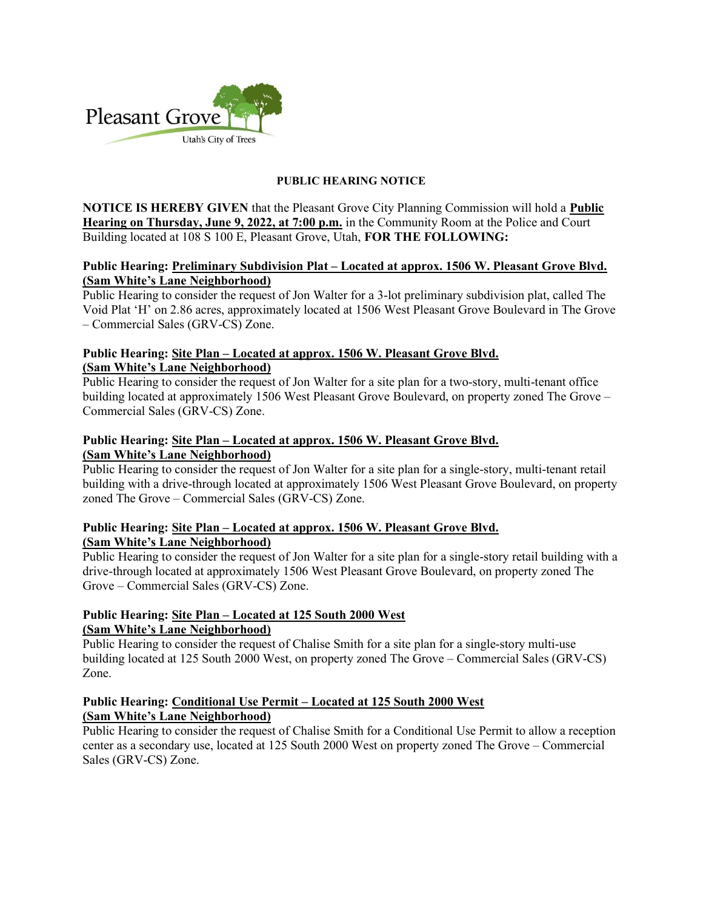Pleasant Grove

Utah's City of Trees

## PUBLIC HEARING NOTICE

**NOTICE IS HEREBY GIVEN** that the Pleasant Grove City Planning Commission will hold a **Public Hearing on Thursday, June 9, 2022, at 7:00 p.m.** in the Community Room at the Police and Court Building located at 108 S 100 E, Pleasant Grove, Utah, **FOR THE FOLLOWING:**

**Public Hearing: Preliminary Subdivision Plat – Located at approx. 1506 W. Pleasant Grove Blvd. (Sam White's Lane Neighborhood)**
Public Hearing to consider the request of Jon Walter for a 3-lot preliminary subdivision plat, called The Void Plat 'H' on 2.86 acres, approximately located at 1506 West Pleasant Grove Boulevard in The Grove – Commercial Sales (GRV-CS) Zone.

**Public Hearing: Site Plan – Located at approx. 1506 W. Pleasant Grove Blvd. (Sam White's Lane Neighborhood)**
Public Hearing to consider the request of Jon Walter for a site plan for a two-story, multi-tenant office building located at approximately 1506 West Pleasant Grove Boulevard, on property zoned The Grove – Commercial Sales (GRV-CS) Zone.

**Public Hearing: Site Plan – Located at approx. 1506 W. Pleasant Grove Blvd. (Sam White's Lane Neighborhood)**
Public Hearing to consider the request of Jon Walter for a site plan for a single-story, multi-tenant retail building with a drive-through located at approximately 1506 West Pleasant Grove Boulevard, on property zoned The Grove – Commercial Sales (GRV-CS) Zone.

**Public Hearing: Site Plan – Located at approx. 1506 W. Pleasant Grove Blvd. (Sam White's Lane Neighborhood)**
Public Hearing to consider the request of Jon Walter for a site plan for a single-story retail building with a drive-through located at approximately 1506 West Pleasant Grove Boulevard, on property zoned The Grove – Commercial Sales (GRV-CS) Zone.

**Public Hearing: Site Plan – Located at 125 South 2000 West (Sam White's Lane Neighborhood)**
Public Hearing to consider the request of Chalise Smith for a site plan for a single-story multi-use building located at 125 South 2000 West, on property zoned The Grove – Commercial Sales (GRV-CS) Zone.

**Public Hearing: Conditional Use Permit – Located at 125 South 2000 West (Sam White's Lane Neighborhood)**
Public Hearing to consider the request of Chalise Smith for a Conditional Use Permit to allow a reception center as a secondary use, located at 125 South 2000 West on property zoned The Grove – Commercial Sales (GRV-CS) Zone.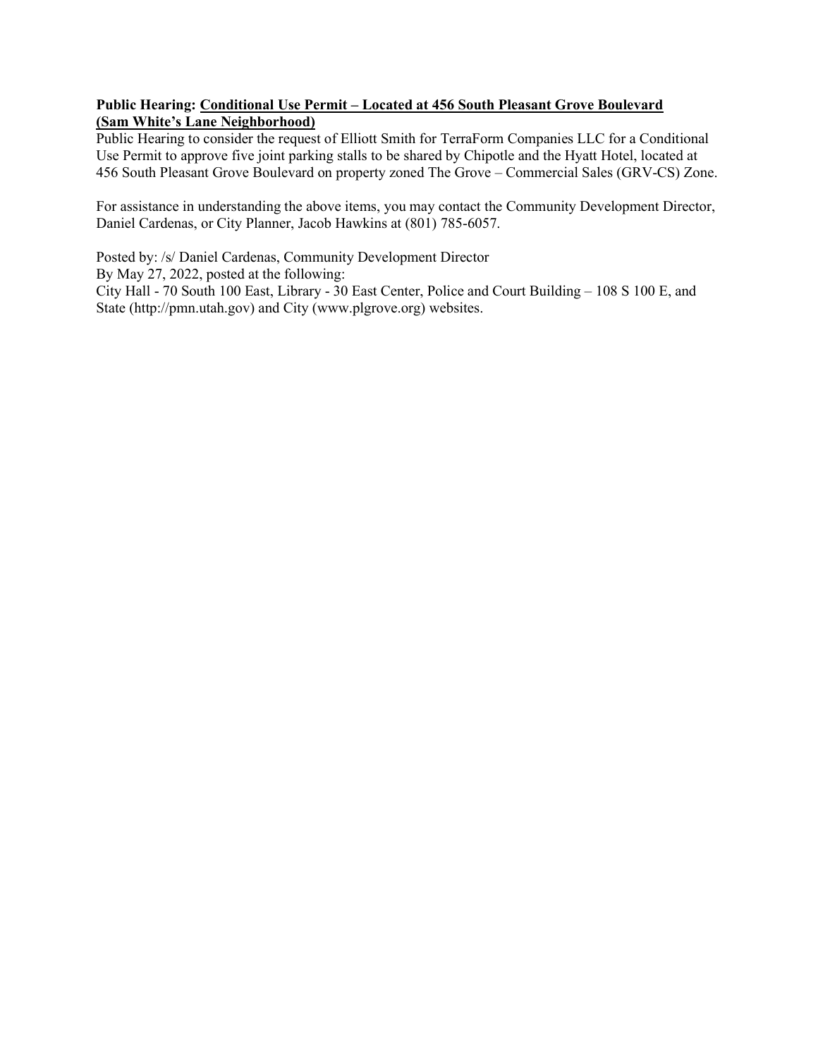**Public Hearing: Conditional Use Permit – Located at 456 South Pleasant Grove Boulevard (Sam White's Lane Neighborhood)**

Public Hearing to consider the request of Elliott Smith for TerraForm Companies LLC for a Conditional Use Permit to approve five joint parking stalls to be shared by Chipotle and the Hyatt Hotel, located at 456 South Pleasant Grove Boulevard on property zoned The Grove – Commercial Sales (GRV-CS) Zone.

For assistance in understanding the above items, you may contact the Community Development Director, Daniel Cardenas, or City Planner, Jacob Hawkins at (801) 785-6057.

Posted by: /s/ Daniel Cardenas, Community Development Director
By May 27, 2022, posted at the following:
City Hall - 70 South 100 East, Library - 30 East Center, Police and Court Building – 108 S 100 E, and State (http://pmn.utah.gov) and City (www.plgrove.org) websites.